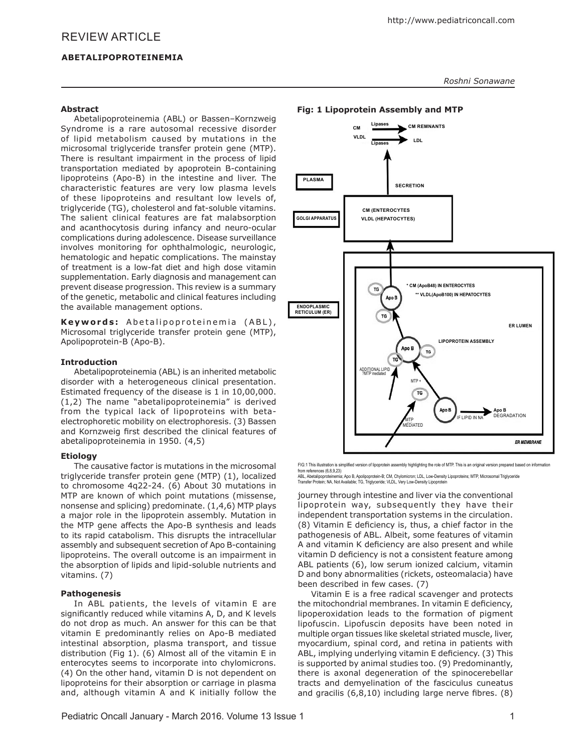# REVIEW ARTICLE

## ABETALIPOPROTEINEMIA

*Roshni Sonawane*

### Abstract

Abetalipoproteinemia (ABL) or Bassen–Kornzweig Syndrome is a rare autosomal recessive disorder of lipid metabolism caused by mutations in the microsomal triglyceride transfer protein gene (MTP). There is resultant impairment in the process of lipid transportation mediated by apoprotein B-containing lipoproteins (Apo-B) in the intestine and liver. The characteristic features are very low plasma levels of these lipoproteins and resultant low levels of, triglyceride (TG), cholesterol and fat-soluble vitamins. The salient clinical features are fat malabsorption and acanthocytosis during infancy and neuro-ocular complications during adolescence. Disease surveillance involves monitoring for ophthalmologic, neurologic, hematologic and hepatic complications. The mainstay of treatment is a low-fat diet and high dose vitamin supplementation. Early diagnosis and management can prevent disease progression. This review is a summary of the genetic, metabolic and clinical features including the available management options.

**Keywords:** Abetalipoproteinemia (ABL), Microsomal triglyceride transfer protein gene (MTP), Apolipoprotein-B (Apo-B).

### Introduction

Abetalipoproteinemia (ABL) is an inherited metabolic disorder with a heterogeneous clinical presentation. Estimated frequency of the disease is 1 in 10,00,000. (1,2) The name "abetalipoproteinemia" is derived from the typical lack of lipoproteins with beta-electrophoretic mobility on electrophoresis. (3) Bassen and Kornzweig first described the clinical features of abetalipoproteinemia in 1950. (4,5)

### Etiology

The causative factor is mutations in the microsomal triglyceride transfer protein gene (MTP) (1), localized to chromosome 4q22-24. (6) About 30 mutations in MTP are known of which point mutations (missense, nonsense and splicing) predominate. (1,4,6) MTP plays a major role in the lipoprotein assembly. Mutation in the MTP gene affects the Apo-B synthesis and leads to its rapid catabolism. This disrupts the intracellular assembly and subsequent secretion of Apo B-containing lipoproteins. The overall outcome is an impairment in the absorption of lipids and lipid-soluble nutrients and vitamins. (7)

### Pathogenesis

In ABL patients, the levels of vitamin E are significantly reduced while vitamins A, D, and K levels do not drop as much. An answer for this can be that vitamin E predominantly relies on Apo-B mediated intestinal absorption, plasma transport, and tissue distribution (Fig 1). (6) Almost all of the vitamin E in enterocytes seems to incorporate into chylomicrons. (4) On the other hand, vitamin D is not dependent on lipoproteins for their absorption or carriage in plasma and, although vitamin A and K initially follow the journey through intestine and liver via the conventional lipoprotein way, subsequently they have their independent transportation systems in the circulation. (8) Vitamin E deficiency is, thus, a chief factor in the pathogenesis of ABL. Albeit, some features of vitamin A and vitamin K deficiency are also present and while vitamin D deficiency is not a consistent feature among ABL patients (6), low serum ionized calcium, vitamin D and bony abnormalities (rickets, osteomalacia) have been described in few cases. (7)

Vitamin E is a free radical scavenger and protects the mitochondrial membranes. In vitamin E deficiency, lipoperoxidation leads to the formation of pigment lipofuscin. Lipofuscin deposits have been noted in multiple organ tissues like skeletal striated muscle, liver, myocardium, spinal cord, and retina in patients with ABL, implying underlying vitamin E deficiency. (3) This is supported by animal studies too. (9) Predominantly, there is axonal degeneration of the spinocerebellar tracts and demyelination of the fasciculus cuneatus and gracilis (6,8,10) including large nerve fibres. (8)

**Fig: 1 Lipoprotein Assembly and MTP**

FIG:1 This illustration is simplified version of lipoprotein assembly highlighting the role of MTP. This is an original version prepared based on information from references (6,8,9,23)
ABL, Abetalipoproteinemia; Apo B, Apolipoprotein-B; CM, Chylomicron; LDL, Low-Density Lipoproteins; MTP, Microsomal Triglyceride Transfer Protein; NA, Not Available; TG, Triglyceride; VLDL, Very Low-Density Lipoprotein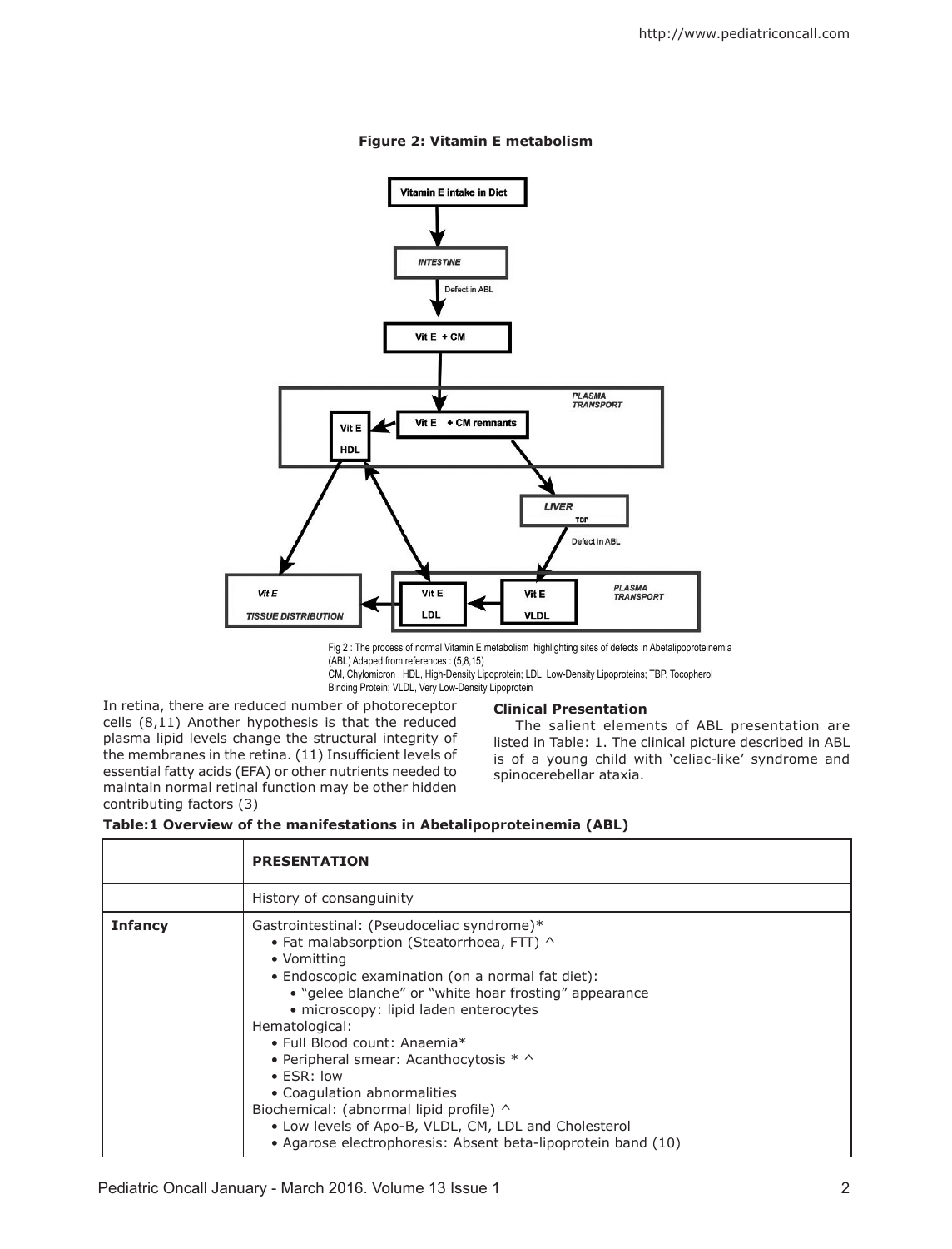**Figure 2: Vitamin E metabolism**

Vitamin E intake in Diet

INTESTINE

Defect in ABL

Vit E + CM

PLASMA TRANSPORT

Vit E HDL

Vit E + CM remnants

LIVER TBP

Defect in ABL

Vit E TISSUE DISTRIBUTION

Vit E LDL

Vit E VLDL

PLASMA TRANSPORT

Fig 2 : The process of normal Vitamin E metabolism highlighting sites of defects in Abetalipoproteinemia (ABL) Adaped from references : (5,8,15)
CM, Chylomicron : HDL, High-Density Lipoprotein; LDL, Low-Density Lipoproteins; TBP, Tocopherol Binding Protein; VLDL, Very Low-Density Lipoprotein

In retina, there are reduced number of photoreceptor cells (8,11) Another hypothesis is that the reduced plasma lipid levels change the structural integrity of the membranes in the retina. (11) Insufficient levels of essential fatty acids (EFA) or other nutrients needed to maintain normal retinal function may be other hidden contributing factors (3)

**Clinical Presentation**

The salient elements of ABL presentation are listed in Table: 1. The clinical picture described in ABL is of a young child with 'celiac-like' syndrome and spinocerebellar ataxia.

**Table:1 Overview of the manifestations in Abetalipoproteinemia (ABL)**

| | **PRESENTATION** |
|---|---|
| | History of consanguinity |
| **Infancy** | Gastrointestinal: (Pseudoceliac syndrome)*<br>• Fat malabsorption (Steatorrhoea, FTT) ^<br>• Vomitting<br>• Endoscopic examination (on a normal fat diet):<br>  • "gelee blanche" or "white hoar frosting" appearance<br>  • microscopy: lipid laden enterocytes<br>Hematological:<br>• Full Blood count: Anaemia*<br>• Peripheral smear: Acanthocytosis * ^<br>• ESR: low<br>• Coagulation abnormalities<br>Biochemical: (abnormal lipid profile) ^<br>• Low levels of Apo-B, VLDL, CM, LDL and Cholesterol<br>• Agarose electrophoresis: Absent beta-lipoprotein band (10) |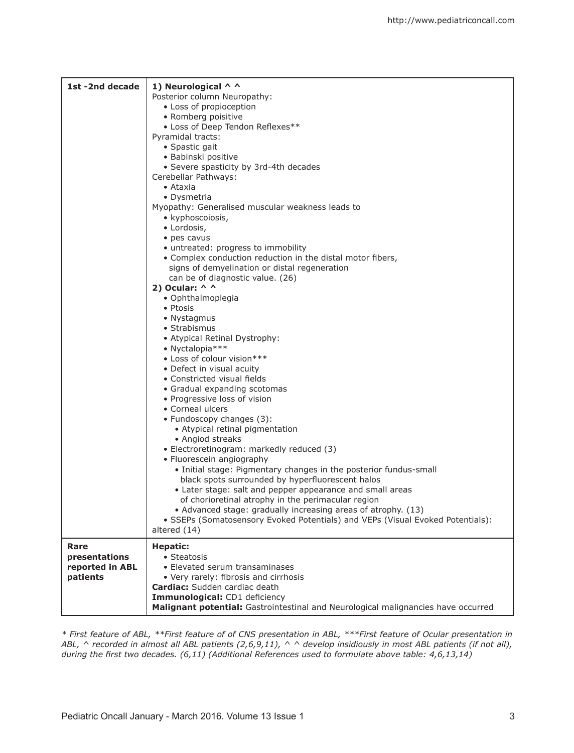| | |
|---|---|
| **1st -2nd decade** | **1) Neurological ^ ^**<br>Posterior column Neuropathy:<br>• Loss of propioception<br>• Romberg poisitive<br>• Loss of Deep Tendon Reflexes**<br>Pyramidal tracts:<br>• Spastic gait<br>• Babinski positive<br>• Severe spasticity by 3rd-4th decades<br>Cerebellar Pathways:<br>• Ataxia<br>• Dysmetria<br>Myopathy: Generalised muscular weakness leads to<br>• kyphoscoiosis,<br>• Lordosis,<br>• pes cavus<br>• untreated: progress to immobility<br>• Complex conduction reduction in the distal motor fibers, signs of demyelination or distal regeneration can be of diagnostic value. (26)<br>**2) Ocular: ^ ^**<br>• Ophthalmoplegia<br>• Ptosis<br>• Nystagmus<br>• Strabismus<br>• Atypical Retinal Dystrophy:<br>• Nyctalopia***<br>• Loss of colour vision***<br>• Defect in visual acuity<br>• Constricted visual fields<br>• Gradual expanding scotomas<br>• Progressive loss of vision<br>• Corneal ulcers<br>• Fundoscopy changes (3):<br>&nbsp;&nbsp;• Atypical retinal pigmentation<br>&nbsp;&nbsp;• Angiod streaks<br>• Electroretinogram: markedly reduced (3)<br>• Fluorescein angiography<br>&nbsp;&nbsp;• Initial stage: Pigmentary changes in the posterior fundus-small black spots surrounded by hyperfluorescent halos<br>&nbsp;&nbsp;• Later stage: salt and pepper appearance and small areas of chorioretinal atrophy in the perimacular region<br>&nbsp;&nbsp;• Advanced stage: gradually increasing areas of atrophy. (13)<br>• SSEPs (Somatosensory Evoked Potentials) and VEPs (Visual Evoked Potentials): altered (14) |
| **Rare presentations reported in ABL patients** | **Hepatic:**<br>• Steatosis<br>• Elevated serum transaminases<br>• Very rarely: fibrosis and cirrhosis<br>**Cardiac:** Sudden cardiac death<br>**Immunological:** CD1 deficiency<br>**Malignant potential:** Gastrointestinal and Neurological malignancies have occurred |

*\* First feature of ABL, \*\*First feature of of CNS presentation in ABL, \*\*\*First feature of Ocular presentation in ABL, ^ recorded in almost all ABL patients (2,6,9,11), ^ ^ develop insidiously in most ABL patients (if not all), during the first two decades. (6,11) (Additional References used to formulate above table: 4,6,13,14)*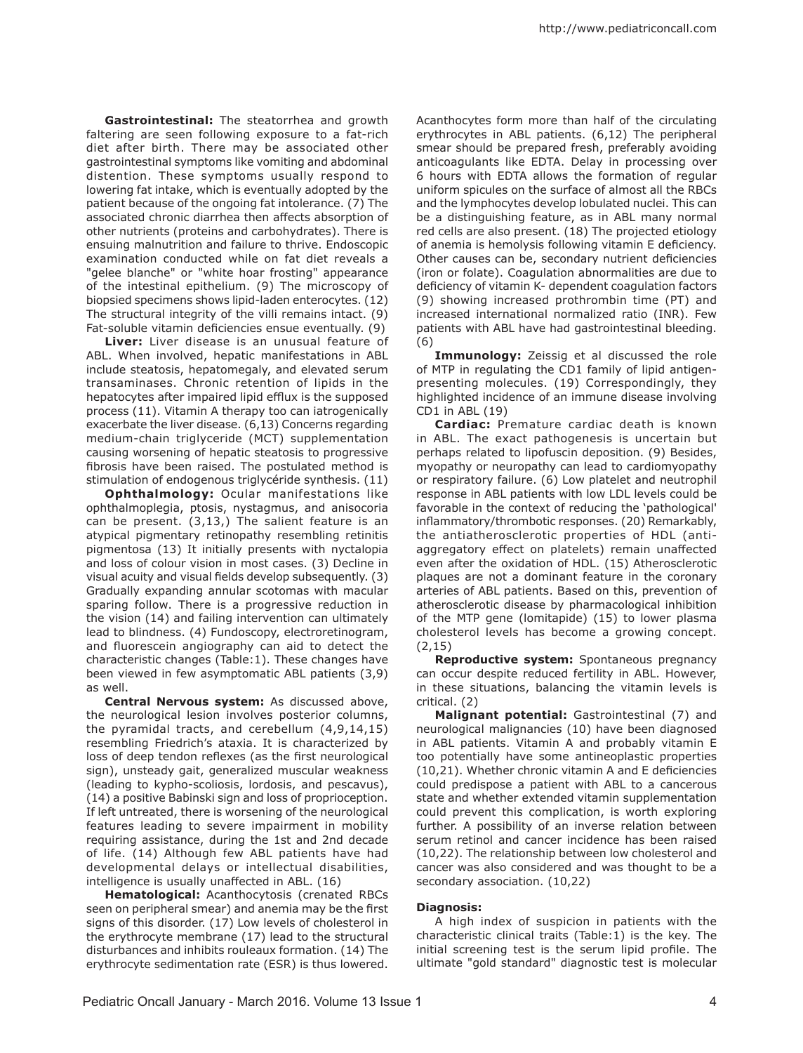**Gastrointestinal:** The steatorrhea and growth faltering are seen following exposure to a fat-rich diet after birth. There may be associated other gastrointestinal symptoms like vomiting and abdominal distention. These symptoms usually respond to lowering fat intake, which is eventually adopted by the patient because of the ongoing fat intolerance. (7) The associated chronic diarrhea then affects absorption of other nutrients (proteins and carbohydrates). There is ensuing malnutrition and failure to thrive. Endoscopic examination conducted while on fat diet reveals a "gelee blanche" or "white hoar frosting" appearance of the intestinal epithelium. (9) The microscopy of biopsied specimens shows lipid-laden enterocytes. (12) The structural integrity of the villi remains intact. (9) Fat-soluble vitamin deficiencies ensue eventually. (9)

**Liver:** Liver disease is an unusual feature of ABL. When involved, hepatic manifestations in ABL include steatosis, hepatomegaly, and elevated serum transaminases. Chronic retention of lipids in the hepatocytes after impaired lipid efflux is the supposed process (11). Vitamin A therapy too can iatrogenically exacerbate the liver disease. (6,13) Concerns regarding medium-chain triglyceride (MCT) supplementation causing worsening of hepatic steatosis to progressive fibrosis have been raised. The postulated method is stimulation of endogenous triglycéride synthesis. (11)

**Ophthalmology:** Ocular manifestations like ophthalmoplegia, ptosis, nystagmus, and anisocoria can be present. (3,13,) The salient feature is an atypical pigmentary retinopathy resembling retinitis pigmentosa (13) It initially presents with nyctalopia and loss of colour vision in most cases. (3) Decline in visual acuity and visual fields develop subsequently. (3) Gradually expanding annular scotomas with macular sparing follow. There is a progressive reduction in the vision (14) and failing intervention can ultimately lead to blindness. (4) Fundoscopy, electroretinogram, and fluorescein angiography can aid to detect the characteristic changes (Table:1). These changes have been viewed in few asymptomatic ABL patients (3,9) as well.

**Central Nervous system:** As discussed above, the neurological lesion involves posterior columns, the pyramidal tracts, and cerebellum (4,9,14,15) resembling Friedrich's ataxia. It is characterized by loss of deep tendon reflexes (as the first neurological sign), unsteady gait, generalized muscular weakness (leading to kypho-scoliosis, lordosis, and pescavus), (14) a positive Babinski sign and loss of proprioception. If left untreated, there is worsening of the neurological features leading to severe impairment in mobility requiring assistance, during the 1st and 2nd decade of life. (14) Although few ABL patients have had developmental delays or intellectual disabilities, intelligence is usually unaffected in ABL. (16)

**Hematological:** Acanthocytosis (crenated RBCs seen on peripheral smear) and anemia may be the first signs of this disorder. (17) Low levels of cholesterol in the erythrocyte membrane (17) lead to the structural disturbances and inhibits rouleaux formation. (14) The erythrocyte sedimentation rate (ESR) is thus lowered. Acanthocytes form more than half of the circulating erythrocytes in ABL patients. (6,12) The peripheral smear should be prepared fresh, preferably avoiding anticoagulants like EDTA. Delay in processing over 6 hours with EDTA allows the formation of regular uniform spicules on the surface of almost all the RBCs and the lymphocytes develop lobulated nuclei. This can be a distinguishing feature, as in ABL many normal red cells are also present. (18) The projected etiology of anemia is hemolysis following vitamin E deficiency. Other causes can be, secondary nutrient deficiencies (iron or folate). Coagulation abnormalities are due to deficiency of vitamin K- dependent coagulation factors (9) showing increased prothrombin time (PT) and increased international normalized ratio (INR). Few patients with ABL have had gastrointestinal bleeding. (6)

**Immunology:** Zeissig et al discussed the role of MTP in regulating the CD1 family of lipid antigen-presenting molecules. (19) Correspondingly, they highlighted incidence of an immune disease involving CD1 in ABL (19)

**Cardiac:** Premature cardiac death is known in ABL. The exact pathogenesis is uncertain but perhaps related to lipofuscin deposition. (9) Besides, myopathy or neuropathy can lead to cardiomyopathy or respiratory failure. (6) Low platelet and neutrophil response in ABL patients with low LDL levels could be favorable in the context of reducing the 'pathological' inflammatory/thrombotic responses. (20) Remarkably, the antiatherosclerotic properties of HDL (anti-aggregatory effect on platelets) remain unaffected even after the oxidation of HDL. (15) Atherosclerotic plaques are not a dominant feature in the coronary arteries of ABL patients. Based on this, prevention of atherosclerotic disease by pharmacological inhibition of the MTP gene (lomitapide) (15) to lower plasma cholesterol levels has become a growing concept. (2,15)

**Reproductive system:** Spontaneous pregnancy can occur despite reduced fertility in ABL. However, in these situations, balancing the vitamin levels is critical. (2)

**Malignant potential:** Gastrointestinal (7) and neurological malignancies (10) have been diagnosed in ABL patients. Vitamin A and probably vitamin E too potentially have some antineoplastic properties (10,21). Whether chronic vitamin A and E deficiencies could predispose a patient with ABL to a cancerous state and whether extended vitamin supplementation could prevent this complication, is worth exploring further. A possibility of an inverse relation between serum retinol and cancer incidence has been raised (10,22). The relationship between low cholesterol and cancer was also considered and was thought to be a secondary association. (10,22)

**Diagnosis:**

A high index of suspicion in patients with the characteristic clinical traits (Table:1) is the key. The initial screening test is the serum lipid profile. The ultimate "gold standard" diagnostic test is molecular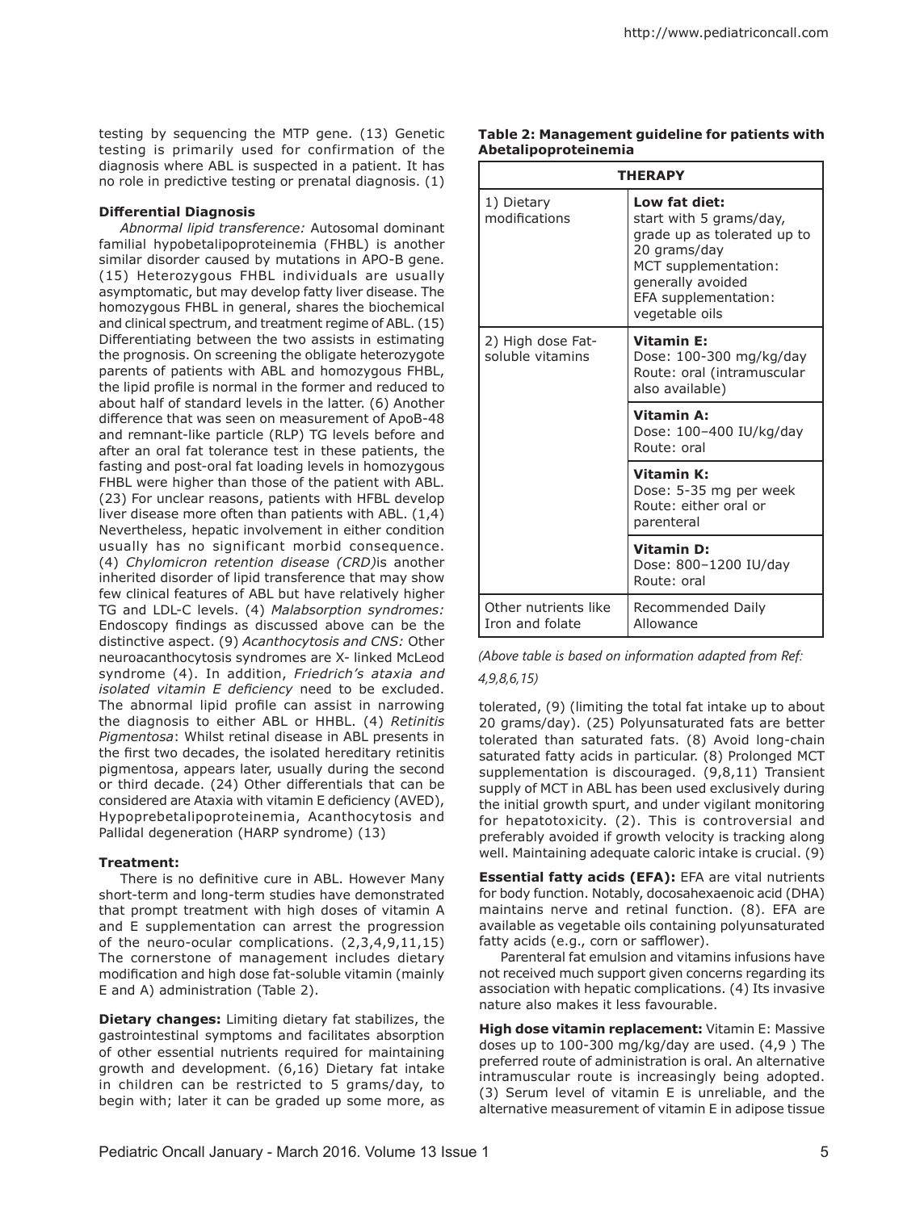testing by sequencing the MTP gene. (13) Genetic testing is primarily used for confirmation of the diagnosis where ABL is suspected in a patient. It has no role in predictive testing or prenatal diagnosis. (1)

### Differential Diagnosis

*Abnormal lipid transference:* Autosomal dominant familial hypobetalipoproteinemia (FHBL) is another similar disorder caused by mutations in APO-B gene. (15) Heterozygous FHBL individuals are usually asymptomatic, but may develop fatty liver disease. The homozygous FHBL in general, shares the biochemical and clinical spectrum, and treatment regime of ABL. (15) Differentiating between the two assists in estimating the prognosis. On screening the obligate heterozygote parents of patients with ABL and homozygous FHBL, the lipid profile is normal in the former and reduced to about half of standard levels in the latter. (6) Another difference that was seen on measurement of ApoB-48 and remnant-like particle (RLP) TG levels before and after an oral fat tolerance test in these patients, the fasting and post-oral fat loading levels in homozygous FHBL were higher than those of the patient with ABL. (23) For unclear reasons, patients with HFBL develop liver disease more often than patients with ABL. (1,4) Nevertheless, hepatic involvement in either condition usually has no significant morbid consequence. (4) *Chylomicron retention disease (CRD)*is another inherited disorder of lipid transference that may show few clinical features of ABL but have relatively higher TG and LDL-C levels. (4) *Malabsorption syndromes:* Endoscopy findings as discussed above can be the distinctive aspect. (9) *Acanthocytosis and CNS:* Other neuroacanthocytosis syndromes are X- linked McLeod syndrome (4). In addition, *Friedrich's ataxia and isolated vitamin E deficiency* need to be excluded. The abnormal lipid profile can assist in narrowing the diagnosis to either ABL or HHBL. (4) *Retinitis Pigmentosa*: Whilst retinal disease in ABL presents in the first two decades, the isolated hereditary retinitis pigmentosa, appears later, usually during the second or third decade. (24) Other differentials that can be considered are Ataxia with vitamin E deficiency (AVED), Hypoprebetalipoproteinemia, Acanthocytosis and Pallidal degeneration (HARP syndrome) (13)

### Treatment:

There is no definitive cure in ABL. However Many short-term and long-term studies have demonstrated that prompt treatment with high doses of vitamin A and E supplementation can arrest the progression of the neuro-ocular complications. (2,3,4,9,11,15) The cornerstone of management includes dietary modification and high dose fat-soluble vitamin (mainly E and A) administration (Table 2).

**Dietary changes:** Limiting dietary fat stabilizes, the gastrointestinal symptoms and facilitates absorption of other essential nutrients required for maintaining growth and development. (6,16) Dietary fat intake in children can be restricted to 5 grams/day, to begin with; later it can be graded up some more, as tolerated, (9) (limiting the total fat intake up to about 20 grams/day). (25) Polyunsaturated fats are better tolerated than saturated fats. (8) Avoid long-chain saturated fatty acids in particular. (8) Prolonged MCT supplementation is discouraged. (9,8,11) Transient supply of MCT in ABL has been used exclusively during the initial growth spurt, and under vigilant monitoring for hepatotoxicity. (2). This is controversial and preferably avoided if growth velocity is tracking along well. Maintaining adequate caloric intake is crucial. (9)

**Table 2: Management guideline for patients with Abetalipoproteinemia**

| THERAPY | |
|---|---|
| 1) Dietary modifications | **Low fat diet:** start with 5 grams/day, grade up as tolerated up to 20 grams/day<br>MCT supplementation: generally avoided<br>EFA supplementation: vegetable oils |
| 2) High dose Fat-soluble vitamins | **Vitamin E:** Dose: 100-300 mg/kg/day Route: oral (intramuscular also available) |
| | **Vitamin A:** Dose: 100–400 IU/kg/day Route: oral |
| | **Vitamin K:** Dose: 5-35 mg per week Route: either oral or parenteral |
| | **Vitamin D:** Dose: 800–1200 IU/day Route: oral |
| Other nutrients like Iron and folate | Recommended Daily Allowance |

*(Above table is based on information adapted from Ref: 4,9,8,6,15)*

**Essential fatty acids (EFA):** EFA are vital nutrients for body function. Notably, docosahexaenoic acid (DHA) maintains nerve and retinal function. (8). EFA are available as vegetable oils containing polyunsaturated fatty acids (e.g., corn or safflower).

Parenteral fat emulsion and vitamins infusions have not received much support given concerns regarding its association with hepatic complications. (4) Its invasive nature also makes it less favourable.

**High dose vitamin replacement:** Vitamin E: Massive doses up to 100-300 mg/kg/day are used. (4,9 ) The preferred route of administration is oral. An alternative intramuscular route is increasingly being adopted. (3) Serum level of vitamin E is unreliable, and the alternative measurement of vitamin E in adipose tissue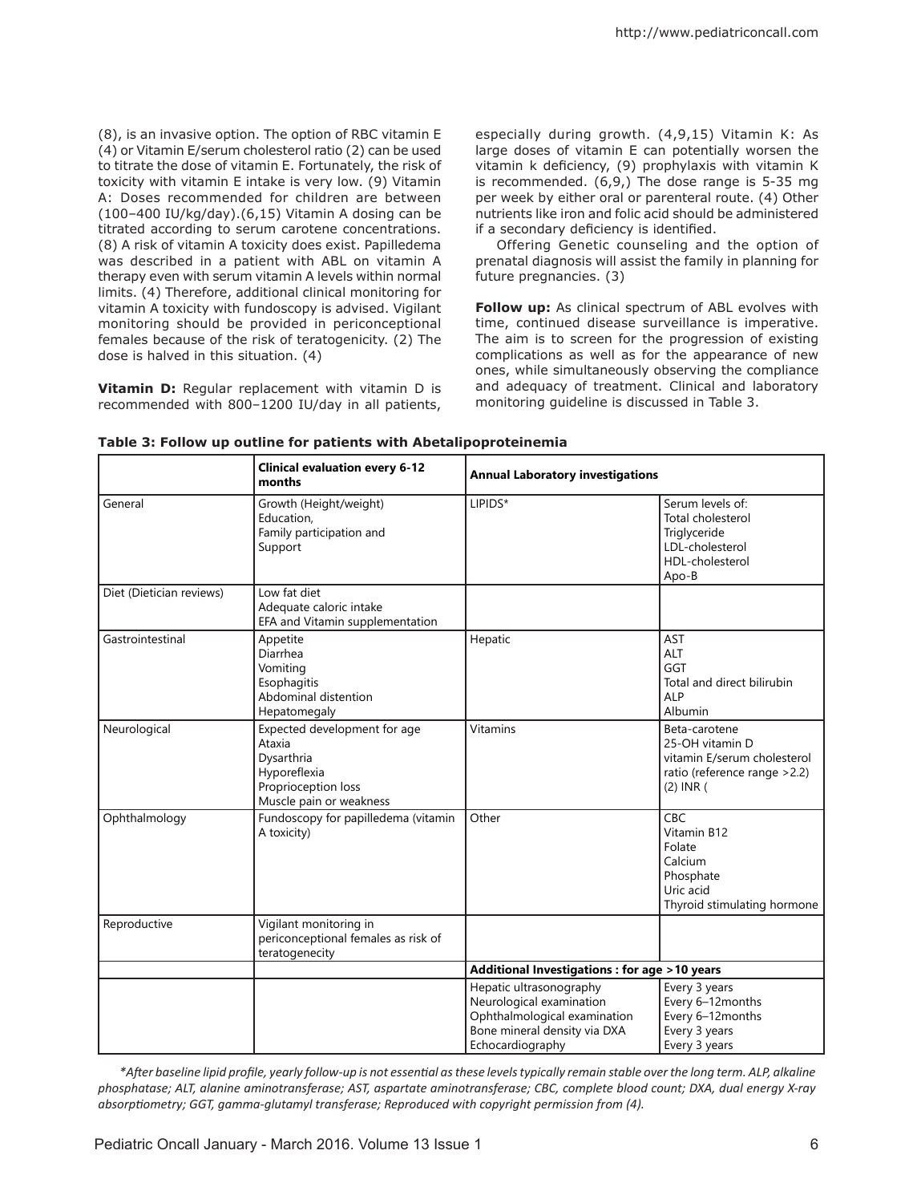(8), is an invasive option. The option of RBC vitamin E (4) or Vitamin E/serum cholesterol ratio (2) can be used to titrate the dose of vitamin E. Fortunately, the risk of toxicity with vitamin E intake is very low. (9) Vitamin A: Doses recommended for children are between (100–400 IU/kg/day).(6,15) Vitamin A dosing can be titrated according to serum carotene concentrations. (8) A risk of vitamin A toxicity does exist. Papilledema was described in a patient with ABL on vitamin A therapy even with serum vitamin A levels within normal limits. (4) Therefore, additional clinical monitoring for vitamin A toxicity with fundoscopy is advised. Vigilant monitoring should be provided in periconceptional females because of the risk of teratogenicity. (2) The dose is halved in this situation. (4)

**Vitamin D:** Regular replacement with vitamin D is recommended with 800–1200 IU/day in all patients, especially during growth. (4,9,15) Vitamin K: As large doses of vitamin E can potentially worsen the vitamin k deficiency, (9) prophylaxis with vitamin K is recommended. (6,9,) The dose range is 5-35 mg per week by either oral or parenteral route. (4) Other nutrients like iron and folic acid should be administered if a secondary deficiency is identified.

Offering Genetic counseling and the option of prenatal diagnosis will assist the family in planning for future pregnancies. (3)

**Follow up:** As clinical spectrum of ABL evolves with time, continued disease surveillance is imperative. The aim is to screen for the progression of existing complications as well as for the appearance of new ones, while simultaneously observing the compliance and adequacy of treatment. Clinical and laboratory monitoring guideline is discussed in Table 3.

**Table 3: Follow up outline for patients with Abetalipoproteinemia**

| | **Clinical evaluation every 6-12 months** | **Annual Laboratory investigations** | |
|---|---|---|---|
| General | Growth (Height/weight)<br>Education,<br>Family participation and<br>Support | LIPIDS* | Serum levels of:<br>Total cholesterol<br>Triglyceride<br>LDL-cholesterol<br>HDL-cholesterol<br>Apo-B |
| Diet (Dietician reviews) | Low fat diet<br>Adequate caloric intake<br>EFA and Vitamin supplementation | | |
| Gastrointestinal | Appetite<br>Diarrhea<br>Vomiting<br>Esophagitis<br>Abdominal distention<br>Hepatomegaly | Hepatic | AST<br>ALT<br>GGT<br>Total and direct bilirubin<br>ALP<br>Albumin |
| Neurological | Expected development for age<br>Ataxia<br>Dysarthria<br>Hyporeflexia<br>Proprioception loss<br>Muscle pain or weakness | Vitamins | Beta-carotene<br>25-OH vitamin D<br>vitamin E/serum cholesterol ratio (reference range >2.2) (2) INR ( |
| Ophthalmology | Fundoscopy for papilledema (vitamin A toxicity) | Other | CBC<br>Vitamin B12<br>Folate<br>Calcium<br>Phosphate<br>Uric acid<br>Thyroid stimulating hormone |
| Reproductive | Vigilant monitoring in periconceptional females as risk of teratogenecity | | |
| | | **Additional Investigations : for age >10 years** | |
| | | Hepatic ultrasonography<br>Neurological examination<br>Ophthalmological examination<br>Bone mineral density via DXA<br>Echocardiography | Every 3 years<br>Every 6–12months<br>Every 6–12months<br>Every 3 years<br>Every 3 years |

*\*After baseline lipid profile, yearly follow-up is not essential as these levels typically remain stable over the long term. ALP, alkaline phosphatase; ALT, alanine aminotransferase; AST, aspartate aminotransferase; CBC, complete blood count; DXA, dual energy X-ray absorptiometry; GGT, gamma-glutamyl transferase; Reproduced with copyright permission from (4).*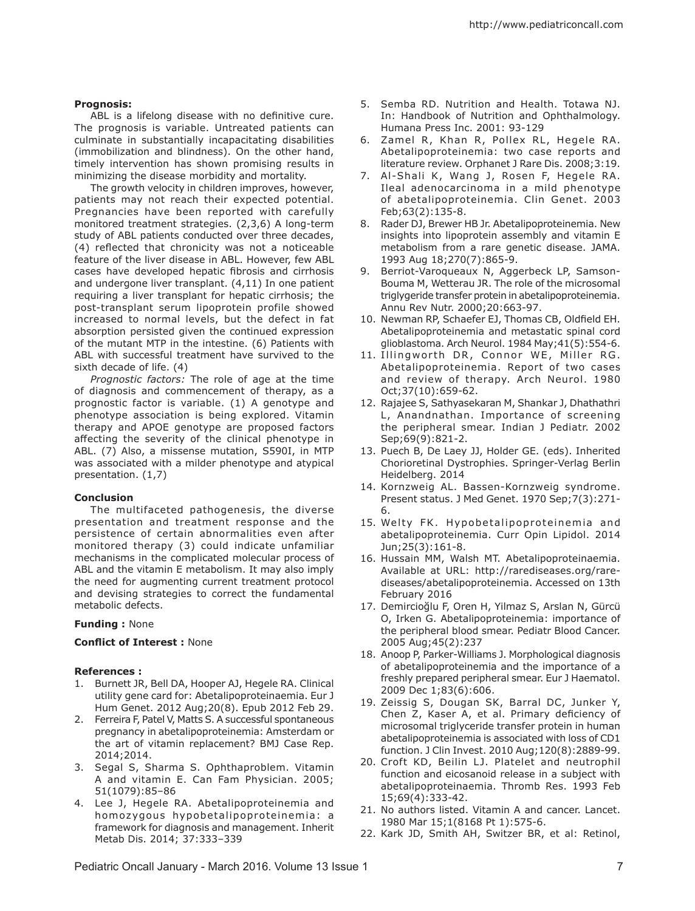**Prognosis:**

ABL is a lifelong disease with no definitive cure. The prognosis is variable. Untreated patients can culminate in substantially incapacitating disabilities (immobilization and blindness). On the other hand, timely intervention has shown promising results in minimizing the disease morbidity and mortality.

The growth velocity in children improves, however, patients may not reach their expected potential. Pregnancies have been reported with carefully monitored treatment strategies. (2,3,6) A long-term study of ABL patients conducted over three decades, (4) reflected that chronicity was not a noticeable feature of the liver disease in ABL. However, few ABL cases have developed hepatic fibrosis and cirrhosis and undergone liver transplant. (4,11) In one patient requiring a liver transplant for hepatic cirrhosis; the post-transplant serum lipoprotein profile showed increased to normal levels, but the defect in fat absorption persisted given the continued expression of the mutant MTP in the intestine. (6) Patients with ABL with successful treatment have survived to the sixth decade of life. (4)

*Prognostic factors:* The role of age at the time of diagnosis and commencement of therapy, as a prognostic factor is variable. (1) A genotype and phenotype association is being explored. Vitamin therapy and APOE genotype are proposed factors affecting the severity of the clinical phenotype in ABL. (7) Also, a missense mutation, S590I, in MTP was associated with a milder phenotype and atypical presentation. (1,7)

**Conclusion**

The multifaceted pathogenesis, the diverse presentation and treatment response and the persistence of certain abnormalities even after monitored therapy (3) could indicate unfamiliar mechanisms in the complicated molecular process of ABL and the vitamin E metabolism. It may also imply the need for augmenting current treatment protocol and devising strategies to correct the fundamental metabolic defects.

**Funding :** None

**Conflict of Interest :** None

**References :**

1. Burnett JR, Bell DA, Hooper AJ, Hegele RA. Clinical utility gene card for: Abetalipoproteinaemia. Eur J Hum Genet. 2012 Aug;20(8). Epub 2012 Feb 29.
2. Ferreira F, Patel V, Matts S. A successful spontaneous pregnancy in abetalipoproteinemia: Amsterdam or the art of vitamin replacement? BMJ Case Rep. 2014;2014.
3. Segal S, Sharma S. Ophthaproblem. Vitamin A and vitamin E. Can Fam Physician. 2005; 51(1079):85–86
4. Lee J, Hegele RA. Abetalipoproteinemia and homozygous hypobetalipoproteinemia: a framework for diagnosis and management. Inherit Metab Dis. 2014; 37:333–339
5. Semba RD. Nutrition and Health. Totawa NJ. In: Handbook of Nutrition and Ophthalmology. Humana Press Inc. 2001: 93-129
6. Zamel R, Khan R, Pollex RL, Hegele RA. Abetalipoproteinemia: two case reports and literature review. Orphanet J Rare Dis. 2008;3:19.
7. Al-Shali K, Wang J, Rosen F, Hegele RA. Ileal adenocarcinoma in a mild phenotype of abetalipoproteinemia. Clin Genet. 2003 Feb;63(2):135-8.
8. Rader DJ, Brewer HB Jr. Abetalipoproteinemia. New insights into lipoprotein assembly and vitamin E metabolism from a rare genetic disease. JAMA. 1993 Aug 18;270(7):865-9.
9. Berriot-Varoqueaux N, Aggerbeck LP, Samson-Bouma M, Wetterau JR. The role of the microsomal triglyceride transfer protein in abetalipoproteinemia. Annu Rev Nutr. 2000;20:663-97.
10. Newman RP, Schaefer EJ, Thomas CB, Oldfield EH. Abetalipoproteinemia and metastatic spinal cord glioblastoma. Arch Neurol. 1984 May;41(5):554-6.
11. Illingworth DR, Connor WE, Miller RG. Abetalipoproteinemia. Report of two cases and review of therapy. Arch Neurol. 1980 Oct;37(10):659-62.
12. Rajajee S, Sathyasekaran M, Shankar J, Dhathathri L, Anandnathan. Importance of screening the peripheral smear. Indian J Pediatr. 2002 Sep;69(9):821-2.
13. Puech B, De Laey JJ, Holder GE. (eds). Inherited Chorioretinal Dystrophies. Springer-Verlag Berlin Heidelberg. 2014
14. Kornzweig AL. Bassen-Kornzweig syndrome. Present status. J Med Genet. 1970 Sep;7(3):271-6.
15. Welty FK. Hypobetalipoproteinemia and abetalipoproteinemia. Curr Opin Lipidol. 2014 Jun;25(3):161-8.
16. Hussain MM, Walsh MT. Abetalipoproteinaemia. Available at URL: http://rarediseases.org/rare-diseases/abetalipoproteinemia. Accessed on 13th February 2016
17. Demircioğlu F, Oren H, Yilmaz S, Arslan N, Gürcü O, Irken G. Abetalipoproteinemia: importance of the peripheral blood smear. Pediatr Blood Cancer. 2005 Aug;45(2):237
18. Anoop P, Parker-Williams J. Morphological diagnosis of abetalipoproteinemia and the importance of a freshly prepared peripheral smear. Eur J Haematol. 2009 Dec 1;83(6):606.
19. Zeissig S, Dougan SK, Barral DC, Junker Y, Chen Z, Kaser A, et al. Primary deficiency of microsomal triglyceride transfer protein in human abetalipoproteinemia is associated with loss of CD1 function. J Clin Invest. 2010 Aug;120(8):2889-99.
20. Croft KD, Beilin LJ. Platelet and neutrophil function and eicosanoid release in a subject with abetalipoproteinaemia. Thromb Res. 1993 Feb 15;69(4):333-42.
21. No authors listed. Vitamin A and cancer. Lancet. 1980 Mar 15;1(8168 Pt 1):575-6.
22. Kark JD, Smith AH, Switzer BR, et al: Retinol,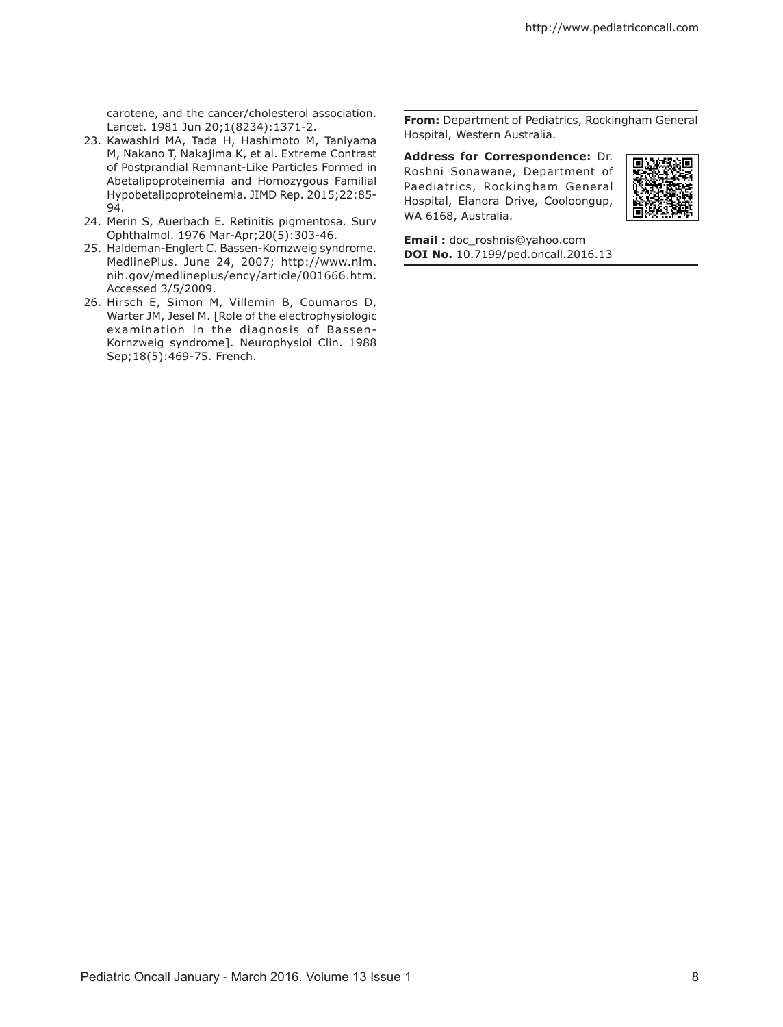carotene, and the cancer/cholesterol association. Lancet. 1981 Jun 20;1(8234):1371-2.

23. Kawashiri MA, Tada H, Hashimoto M, Taniyama M, Nakano T, Nakajima K, et al. Extreme Contrast of Postprandial Remnant-Like Particles Formed in Abetalipoproteinemia and Homozygous Familial Hypobetalipoproteinemia. JIMD Rep. 2015;22:85-94.
24. Merin S, Auerbach E. Retinitis pigmentosa. Surv Ophthalmol. 1976 Mar-Apr;20(5):303-46.
25. Haldeman-Englert C. Bassen-Kornzweig syndrome. MedlinePlus. June 24, 2007; http://www.nlm.nih.gov/medlineplus/ency/article/001666.htm. Accessed 3/5/2009.
26. Hirsch E, Simon M, Villemin B, Coumaros D, Warter JM, Jesel M. [Role of the electrophysiologic examination in the diagnosis of Bassen-Kornzweig syndrome]. Neurophysiol Clin. 1988 Sep;18(5):469-75. French.

---

**From:** Department of Pediatrics, Rockingham General Hospital, Western Australia.

**Address for Correspondence:** Dr. Roshni Sonawane, Department of Paediatrics, Rockingham General Hospital, Elanora Drive, Cooloongup, WA 6168, Australia.

**Email :** doc_roshnis@yahoo.com
**DOI No.** 10.7199/ped.oncall.2016.13